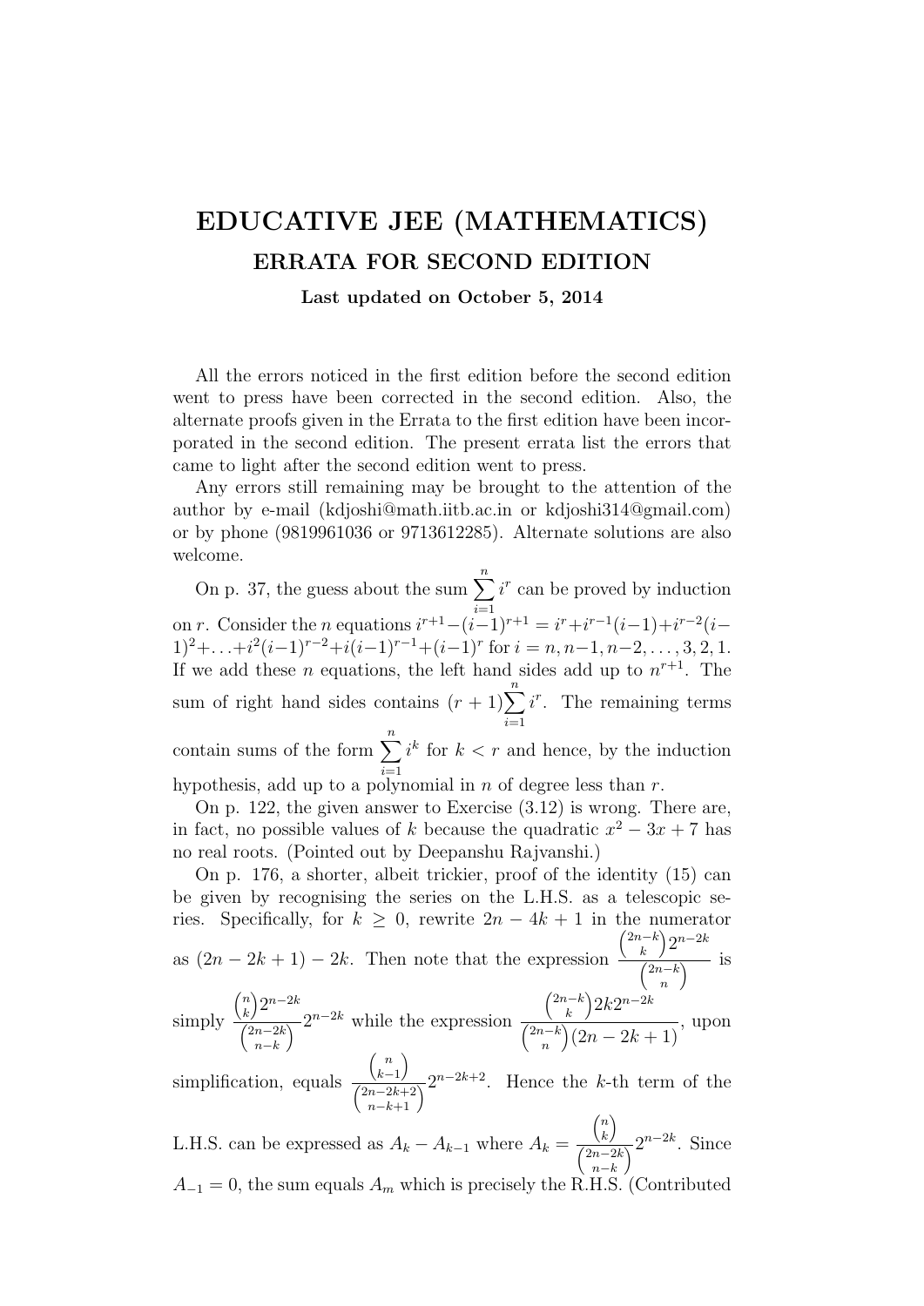# EDUCATIVE JEE (MATHEMATICS)

## ERRATA FOR SECOND EDITION

**Last updated on October 5, 2014**

All the errors noticed in the first edition before the second edition went to press have been corrected in the second edition. Also, the alternate proofs given in the Errata to the first edition have been incorporated in the second edition. The present errata list the errors that came to light after the second edition went to press.

Any errors still remaining may be brought to the attention of the author by e-mail (kdjoshi@math.iitb.ac.in or kdjoshi314@gmail.com) or by phone (9819961036 or 9713612285). Alternate solutions are also welcome.

On p. 37, the guess about the sum $\sum_{i=1}^{n} i^r$ can be proved by induction on $r$. Consider the $n$ equations $i^{r+1}-(i-1)^{r+1} = i^r+i^{r-1}(i-1)+i^{r-2}(i-1)^2+\ldots+i^2(i-1)^{r-2}+i(i-1)^{r-1}+(i-1)^r$ for $i = n, n-1, n-2, \ldots, 3, 2, 1$. If we add these $n$ equations, the left hand sides add up to $n^{r+1}$. The sum of right hand sides contains $(r+1)\sum_{i=1}^{n} i^r$. The remaining terms contain sums of the form $\sum_{i=1}^{n} i^k$ for $k < r$ and hence, by the induction hypothesis, add up to a polynomial in $n$ of degree less than $r$.

On p. 122, the given answer to Exercise (3.12) is wrong. There are, in fact, no possible values of $k$ because the quadratic $x^2 - 3x + 7$ has no real roots. (Pointed out by Deepanshu Rajvanshi.)

On p. 176, a shorter, albeit trickier, proof of the identity (15) can be given by recognising the series on the L.H.S. as a telescopic series. Specifically, for $k \geq 0$, rewrite $2n - 4k + 1$ in the numerator as $(2n - 2k + 1) - 2k$. Then note that the expression $\dfrac{\binom{2n-k}{k}2^{n-2k}}{\binom{2n-k}{n}}$ is simply $\dfrac{\binom{n}{k}2^{n-2k}}{\binom{2n-2k}{n-k}}2^{n-2k}$ while the expression $\dfrac{\binom{2n-k}{k}2k2^{n-2k}}{\binom{2n-k}{n}(2n-2k+1)}$, upon simplification, equals $\dfrac{\binom{n}{k-1}}{\binom{2n-2k+2}{n-k+1}}2^{n-2k+2}$. Hence the $k$-th term of the L.H.S. can be expressed as $A_k - A_{k-1}$ where $A_k = \dfrac{\binom{n}{k}}{\binom{2n-2k}{n-k}}2^{n-2k}$. Since $A_{-1} = 0$, the sum equals $A_m$ which is precisely the R.H.S. (Contributed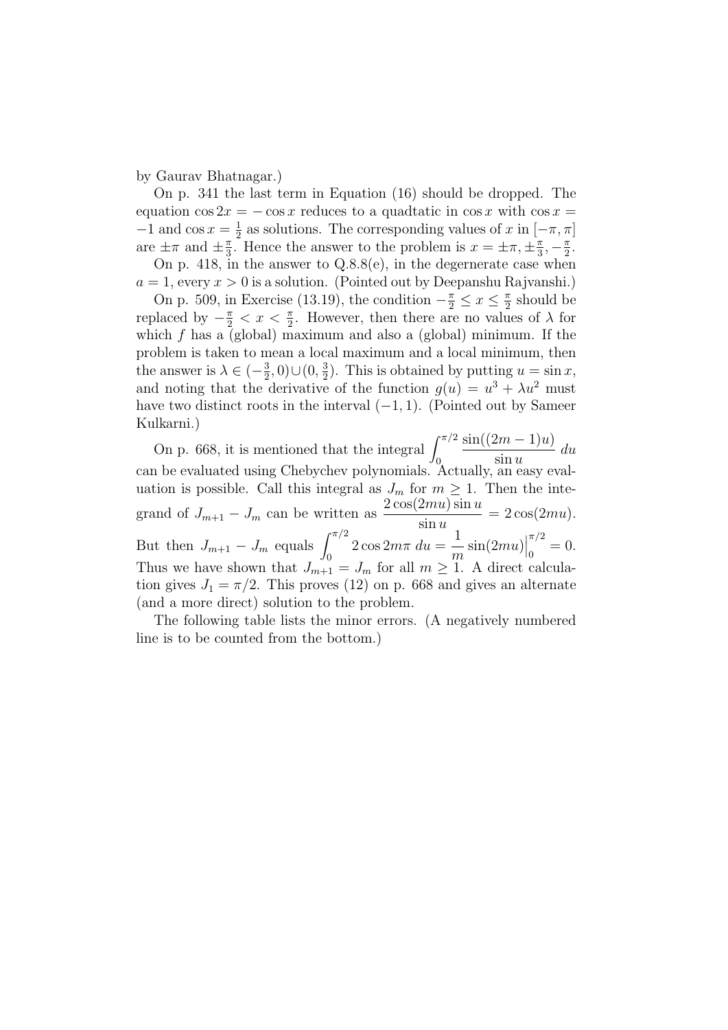by Gaurav Bhatnagar.)

On p. 341 the last term in Equation (16) should be dropped. The equation $\cos 2x = -\cos x$ reduces to a quadtatic in $\cos x$ with $\cos x = -1$ and $\cos x = \frac{1}{2}$ as solutions. The corresponding values of $x$ in $[-\pi, \pi]$ are $\pm\pi$ and $\pm\frac{\pi}{3}$. Hence the answer to the problem is $x = \pm\pi, \pm\frac{\pi}{3}, -\frac{\pi}{2}$.

On p. 418, in the answer to Q.8.8(e), in the degernerate case when $a = 1$, every $x > 0$ is a solution. (Pointed out by Deepanshu Rajvanshi.)

On p. 509, in Exercise (13.19), the condition $-\frac{\pi}{2} \leq x \leq \frac{\pi}{2}$ should be replaced by $-\frac{\pi}{2} < x < \frac{\pi}{2}$. However, then there are no values of $\lambda$ for which $f$ has a (global) maximum and also a (global) minimum. If the problem is taken to mean a local maximum and a local minimum, then the answer is $\lambda \in (-\frac{3}{2}, 0) \cup (0, \frac{3}{2})$. This is obtained by putting $u = \sin x$, and noting that the derivative of the function $g(u) = u^3 + \lambda u^2$ must have two distinct roots in the interval $(-1, 1)$. (Pointed out by Sameer Kulkarni.)

On p. 668, it is mentioned that the integral $\displaystyle\int_0^{\pi/2} \frac{\sin((2m-1)u)}{\sin u}\, du$ can be evaluated using Chebychev polynomials. Actually, an easy evaluation is possible. Call this integral as $J_m$ for $m \geq 1$. Then the integrand of $J_{m+1} - J_m$ can be written as $\dfrac{2\cos(2mu)\sin u}{\sin u} = 2\cos(2mu)$. But then $J_{m+1} - J_m$ equals $\displaystyle\int_0^{\pi/2} 2\cos 2m\pi\, du = \frac{1}{m}\sin(2mu)\Big|_0^{\pi/2} = 0$. Thus we have shown that $J_{m+1} = J_m$ for all $m \geq 1$. A direct calculation gives $J_1 = \pi/2$. This proves (12) on p. 668 and gives an alternate (and a more direct) solution to the problem.

The following table lists the minor errors. (A negatively numbered line is to be counted from the bottom.)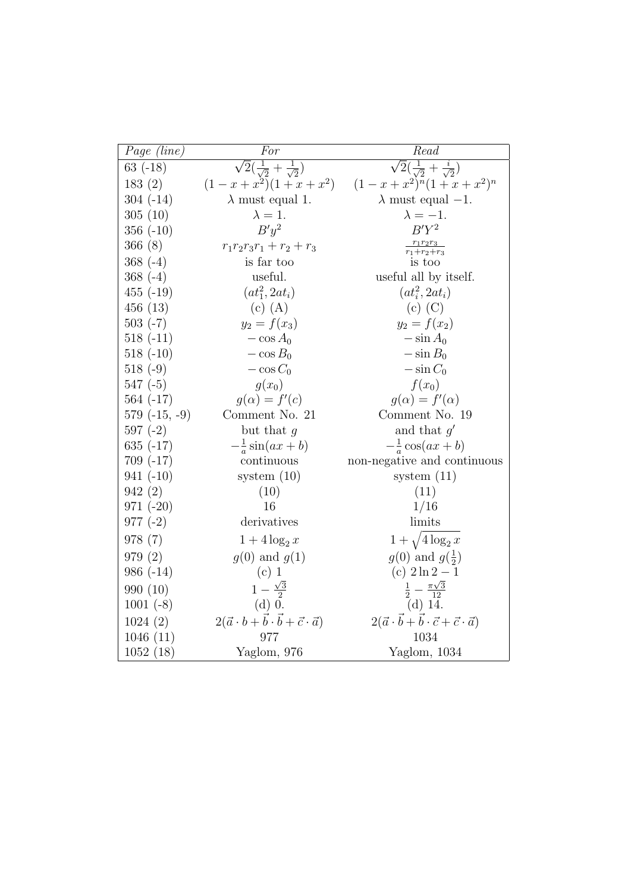| *Page (line)* | *For* | *Read* |
|---|---|---|
| 63 (-18) | $\sqrt{2}(\frac{1}{\sqrt{2}}+\frac{1}{\sqrt{2}})$ | $\sqrt{2}(\frac{1}{\sqrt{2}}+\frac{i}{\sqrt{2}})$ |
| 183 (2) | $(1-x+x^2)(1+x+x^2)$ | $(1-x+x^2)^n(1+x+x^2)^n$ |
| 304 (-14) | $\lambda$ must equal 1. | $\lambda$ must equal $-1$. |
| 305 (10) | $\lambda = 1$. | $\lambda = -1$. |
| 356 (-10) | $B'y^2$ | $B'Y^2$ |
| 366 (8) | $r_1r_2r_3r_1+r_2+r_3$ | $\frac{r_1r_2r_3}{r_1+r_2+r_3}$ |
| 368 (-4) | is far too | is too |
| 368 (-4) | useful. | useful all by itself. |
| 455 (-19) | $(at_1^2, 2at_i)$ | $(at_i^2, 2at_i)$ |
| 456 (13) | (c) (A) | (c) (C) |
| 503 (-7) | $y_2 = f(x_3)$ | $y_2 = f(x_2)$ |
| 518 (-11) | $-\cos A_0$ | $-\sin A_0$ |
| 518 (-10) | $-\cos B_0$ | $-\sin B_0$ |
| 518 (-9) | $-\cos C_0$ | $-\sin C_0$ |
| 547 (-5) | $g(x_0)$ | $f(x_0)$ |
| 564 (-17) | $g(\alpha) = f'(c)$ | $g(\alpha) = f'(\alpha)$ |
| 579 (-15, -9) | Comment No. 21 | Comment No. 19 |
| 597 (-2) | but that $g$ | and that $g'$ |
| 635 (-17) | $-\frac{1}{a}\sin(ax+b)$ | $-\frac{1}{a}\cos(ax+b)$ |
| 709 (-17) | continuous | non-negative and continuous |
| 941 (-10) | system (10) | system (11) |
| 942 (2) | (10) | (11) |
| 971 (-20) | 16 | 1/16 |
| 977 (-2) | derivatives | limits |
| 978 (7) | $1+4\log_2 x$ | $1+\sqrt{4\log_2 x}$ |
| 979 (2) | $g(0)$ and $g(1)$ | $g(0)$ and $g(\frac{1}{2})$ |
| 986 (-14) | (c) 1 | (c) $2\ln 2 - 1$ |
| 990 (10) | $1-\frac{\sqrt{3}}{2}$ | $\frac{1}{2}-\frac{\pi\sqrt{3}}{12}$ |
| 1001 (-8) | (d) 0. | (d) 14. |
| 1024 (2) | $2(\vec{a}\cdot b+\vec{b}\cdot\vec{b}+\vec{c}\cdot\vec{a})$ | $2(\vec{a}\cdot\vec{b}+\vec{b}\cdot\vec{c}+\vec{c}\cdot\vec{a})$ |
| 1046 (11) | 977 | 1034 |
| 1052 (18) | Yaglom, 976 | Yaglom, 1034 |